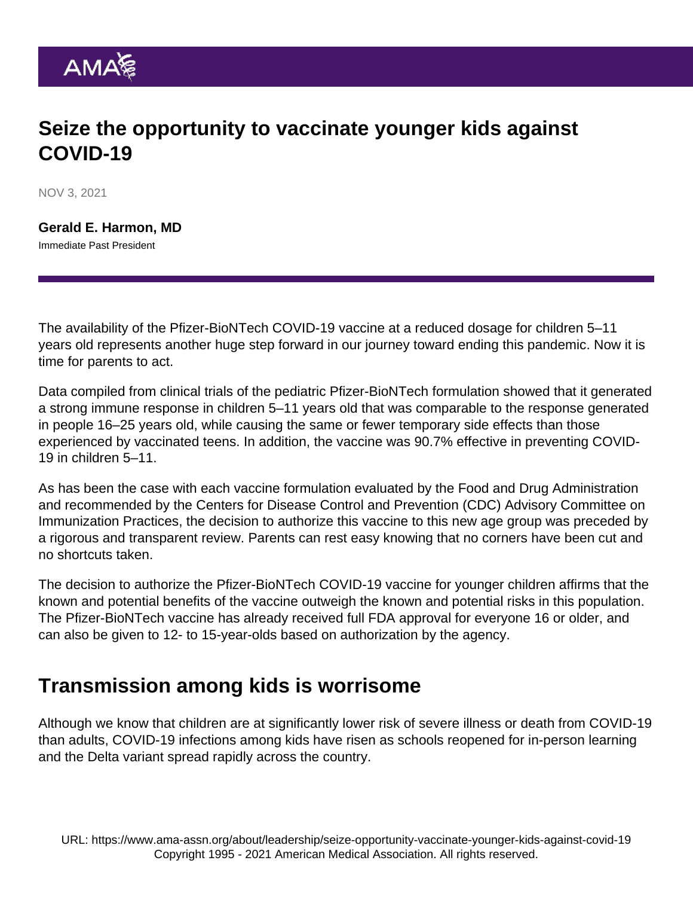# Seize the opportunity to vaccinate younger kids against COVID-19

NOV 3, 2021

**Gerald E. Harmon, MD**
Immediate Past President

The availability of the Pfizer-BioNTech COVID-19 vaccine at a reduced dosage for children 5–11 years old represents another huge step forward in our journey toward ending this pandemic. Now it is time for parents to act.

Data compiled from clinical trials of the pediatric Pfizer-BioNTech formulation showed that it generated a strong immune response in children 5–11 years old that was comparable to the response generated in people 16–25 years old, while causing the same or fewer temporary side effects than those experienced by vaccinated teens. In addition, the vaccine was 90.7% effective in preventing COVID-19 in children 5–11.

As has been the case with each vaccine formulation evaluated by the Food and Drug Administration and recommended by the Centers for Disease Control and Prevention (CDC) Advisory Committee on Immunization Practices, the decision to authorize this vaccine to this new age group was preceded by a rigorous and transparent review. Parents can rest easy knowing that no corners have been cut and no shortcuts taken.

The decision to authorize the Pfizer-BioNTech COVID-19 vaccine for younger children affirms that the known and potential benefits of the vaccine outweigh the known and potential risks in this population. The Pfizer-BioNTech vaccine has already received full FDA approval for everyone 16 or older, and can also be given to 12- to 15-year-olds based on authorization by the agency.

## Transmission among kids is worrisome

Although we know that children are at significantly lower risk of severe illness or death from COVID-19 than adults, COVID-19 infections among kids have risen as schools reopened for in-person learning and the Delta variant spread rapidly across the country.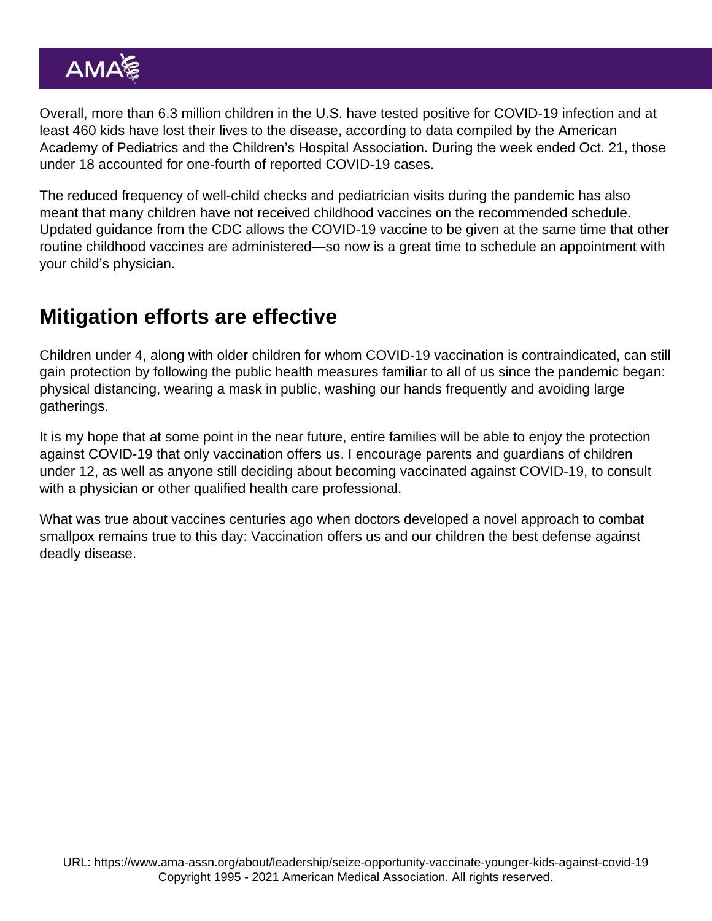Overall, more than 6.3 million children in the U.S. have tested positive for COVID-19 infection and at least 460 kids have lost their lives to the disease, according to data compiled by the American Academy of Pediatrics and the Children's Hospital Association. During the week ended Oct. 21, those under 18 accounted for one-fourth of reported COVID-19 cases.

The reduced frequency of well-child checks and pediatrician visits during the pandemic has also meant that many children have not received childhood vaccines on the recommended schedule. Updated guidance from the CDC allows the COVID-19 vaccine to be given at the same time that other routine childhood vaccines are administered—so now is a great time to schedule an appointment with your child's physician.

## Mitigation efforts are effective

Children under 4, along with older children for whom COVID-19 vaccination is contraindicated, can still gain protection by following the public health measures familiar to all of us since the pandemic began: physical distancing, wearing a mask in public, washing our hands frequently and avoiding large gatherings.

It is my hope that at some point in the near future, entire families will be able to enjoy the protection against COVID-19 that only vaccination offers us. I encourage parents and guardians of children under 12, as well as anyone still deciding about becoming vaccinated against COVID-19, to consult with a physician or other qualified health care professional.

What was true about vaccines centuries ago when doctors developed a novel approach to combat smallpox remains true to this day: Vaccination offers us and our children the best defense against deadly disease.